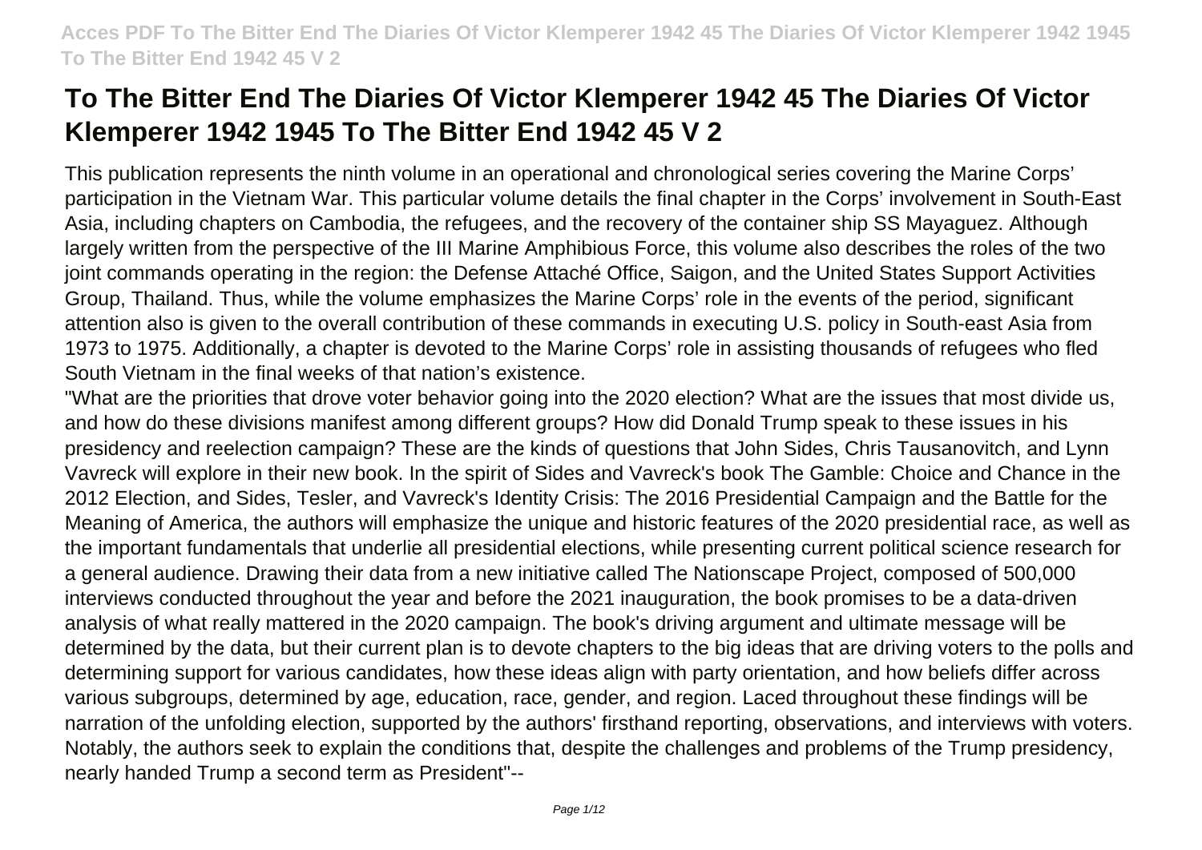# To The Bitter End The Diaries Of Victor Klemperer 1942 45 The Diaries Of Victor Klemperer 1942 1945 To The Bitter End 1942 45 V 2

This publication represents the ninth volume in an operational and chronological series covering the Marine Corps' participation in the Vietnam War. This particular volume details the final chapter in the Corps' involvement in South-East Asia, including chapters on Cambodia, the refugees, and the recovery of the container ship SS Mayaguez. Although largely written from the perspective of the III Marine Amphibious Force, this volume also describes the roles of the two joint commands operating in the region: the Defense Attaché Office, Saigon, and the United States Support Activities Group, Thailand. Thus, while the volume emphasizes the Marine Corps' role in the events of the period, significant attention also is given to the overall contribution of these commands in executing U.S. policy in South-east Asia from 1973 to 1975. Additionally, a chapter is devoted to the Marine Corps' role in assisting thousands of refugees who fled South Vietnam in the final weeks of that nation's existence.

"What are the priorities that drove voter behavior going into the 2020 election? What are the issues that most divide us, and how do these divisions manifest among different groups? How did Donald Trump speak to these issues in his presidency and reelection campaign? These are the kinds of questions that John Sides, Chris Tausanovitch, and Lynn Vavreck will explore in their new book. In the spirit of Sides and Vavreck's book The Gamble: Choice and Chance in the 2012 Election, and Sides, Tesler, and Vavreck's Identity Crisis: The 2016 Presidential Campaign and the Battle for the Meaning of America, the authors will emphasize the unique and historic features of the 2020 presidential race, as well as the important fundamentals that underlie all presidential elections, while presenting current political science research for a general audience. Drawing their data from a new initiative called The Nationscape Project, composed of 500,000 interviews conducted throughout the year and before the 2021 inauguration, the book promises to be a data-driven analysis of what really mattered in the 2020 campaign. The book's driving argument and ultimate message will be determined by the data, but their current plan is to devote chapters to the big ideas that are driving voters to the polls and determining support for various candidates, how these ideas align with party orientation, and how beliefs differ across various subgroups, determined by age, education, race, gender, and region. Laced throughout these findings will be narration of the unfolding election, supported by the authors' firsthand reporting, observations, and interviews with voters. Notably, the authors seek to explain the conditions that, despite the challenges and problems of the Trump presidency, nearly handed Trump a second term as President"--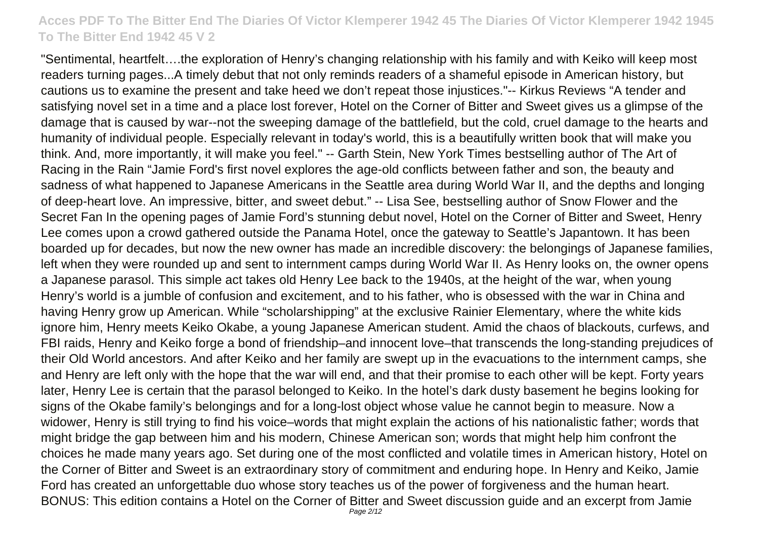"Sentimental, heartfelt….the exploration of Henry's changing relationship with his family and with Keiko will keep most readers turning pages...A timely debut that not only reminds readers of a shameful episode in American history, but cautions us to examine the present and take heed we don't repeat those injustices."-- Kirkus Reviews "A tender and satisfying novel set in a time and a place lost forever, Hotel on the Corner of Bitter and Sweet gives us a glimpse of the damage that is caused by war--not the sweeping damage of the battlefield, but the cold, cruel damage to the hearts and humanity of individual people. Especially relevant in today's world, this is a beautifully written book that will make you think. And, more importantly, it will make you feel." -- Garth Stein, New York Times bestselling author of The Art of Racing in the Rain "Jamie Ford's first novel explores the age-old conflicts between father and son, the beauty and sadness of what happened to Japanese Americans in the Seattle area during World War II, and the depths and longing of deep-heart love. An impressive, bitter, and sweet debut." -- Lisa See, bestselling author of Snow Flower and the Secret Fan In the opening pages of Jamie Ford's stunning debut novel, Hotel on the Corner of Bitter and Sweet, Henry Lee comes upon a crowd gathered outside the Panama Hotel, once the gateway to Seattle's Japantown. It has been boarded up for decades, but now the new owner has made an incredible discovery: the belongings of Japanese families, left when they were rounded up and sent to internment camps during World War II. As Henry looks on, the owner opens a Japanese parasol. This simple act takes old Henry Lee back to the 1940s, at the height of the war, when young Henry's world is a jumble of confusion and excitement, and to his father, who is obsessed with the war in China and having Henry grow up American. While "scholarshipping" at the exclusive Rainier Elementary, where the white kids ignore him, Henry meets Keiko Okabe, a young Japanese American student. Amid the chaos of blackouts, curfews, and FBI raids, Henry and Keiko forge a bond of friendship–and innocent love–that transcends the long-standing prejudices of their Old World ancestors. And after Keiko and her family are swept up in the evacuations to the internment camps, she and Henry are left only with the hope that the war will end, and that their promise to each other will be kept. Forty years later, Henry Lee is certain that the parasol belonged to Keiko. In the hotel's dark dusty basement he begins looking for signs of the Okabe family's belongings and for a long-lost object whose value he cannot begin to measure. Now a widower, Henry is still trying to find his voice–words that might explain the actions of his nationalistic father; words that might bridge the gap between him and his modern, Chinese American son; words that might help him confront the choices he made many years ago. Set during one of the most conflicted and volatile times in American history, Hotel on the Corner of Bitter and Sweet is an extraordinary story of commitment and enduring hope. In Henry and Keiko, Jamie Ford has created an unforgettable duo whose story teaches us of the power of forgiveness and the human heart. BONUS: This edition contains a Hotel on the Corner of Bitter and Sweet discussion guide and an excerpt from Jamie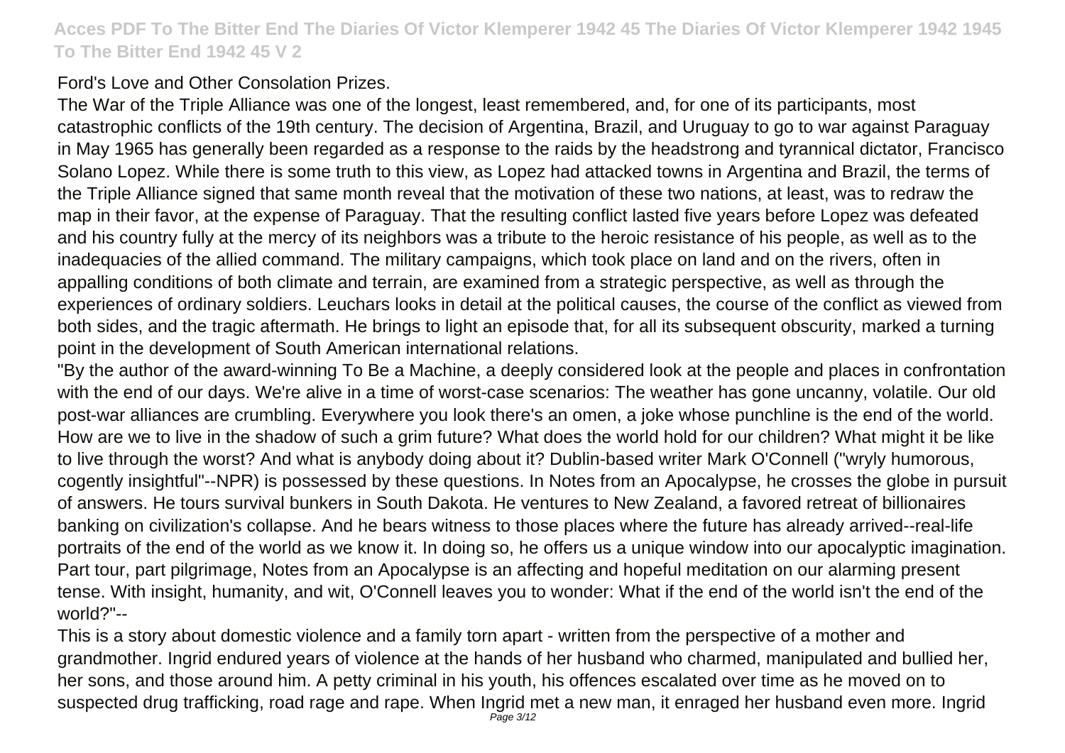Ford's Love and Other Consolation Prizes.

The War of the Triple Alliance was one of the longest, least remembered, and, for one of its participants, most catastrophic conflicts of the 19th century. The decision of Argentina, Brazil, and Uruguay to go to war against Paraguay in May 1965 has generally been regarded as a response to the raids by the headstrong and tyrannical dictator, Francisco Solano Lopez. While there is some truth to this view, as Lopez had attacked towns in Argentina and Brazil, the terms of the Triple Alliance signed that same month reveal that the motivation of these two nations, at least, was to redraw the map in their favor, at the expense of Paraguay. That the resulting conflict lasted five years before Lopez was defeated and his country fully at the mercy of its neighbors was a tribute to the heroic resistance of his people, as well as to the inadequacies of the allied command. The military campaigns, which took place on land and on the rivers, often in appalling conditions of both climate and terrain, are examined from a strategic perspective, as well as through the experiences of ordinary soldiers. Leuchars looks in detail at the political causes, the course of the conflict as viewed from both sides, and the tragic aftermath. He brings to light an episode that, for all its subsequent obscurity, marked a turning point in the development of South American international relations.

"By the author of the award-winning To Be a Machine, a deeply considered look at the people and places in confrontation with the end of our days. We're alive in a time of worst-case scenarios: The weather has gone uncanny, volatile. Our old post-war alliances are crumbling. Everywhere you look there's an omen, a joke whose punchline is the end of the world. How are we to live in the shadow of such a grim future? What does the world hold for our children? What might it be like to live through the worst? And what is anybody doing about it? Dublin-based writer Mark O'Connell ("wryly humorous, cogently insightful"--NPR) is possessed by these questions. In Notes from an Apocalypse, he crosses the globe in pursuit of answers. He tours survival bunkers in South Dakota. He ventures to New Zealand, a favored retreat of billionaires banking on civilization's collapse. And he bears witness to those places where the future has already arrived--real-life portraits of the end of the world as we know it. In doing so, he offers us a unique window into our apocalyptic imagination. Part tour, part pilgrimage, Notes from an Apocalypse is an affecting and hopeful meditation on our alarming present tense. With insight, humanity, and wit, O'Connell leaves you to wonder: What if the end of the world isn't the end of the world?"--

This is a story about domestic violence and a family torn apart - written from the perspective of a mother and grandmother. Ingrid endured years of violence at the hands of her husband who charmed, manipulated and bullied her, her sons, and those around him. A petty criminal in his youth, his offences escalated over time as he moved on to suspected drug trafficking, road rage and rape. When Ingrid met a new man, it enraged her husband even more. Ingrid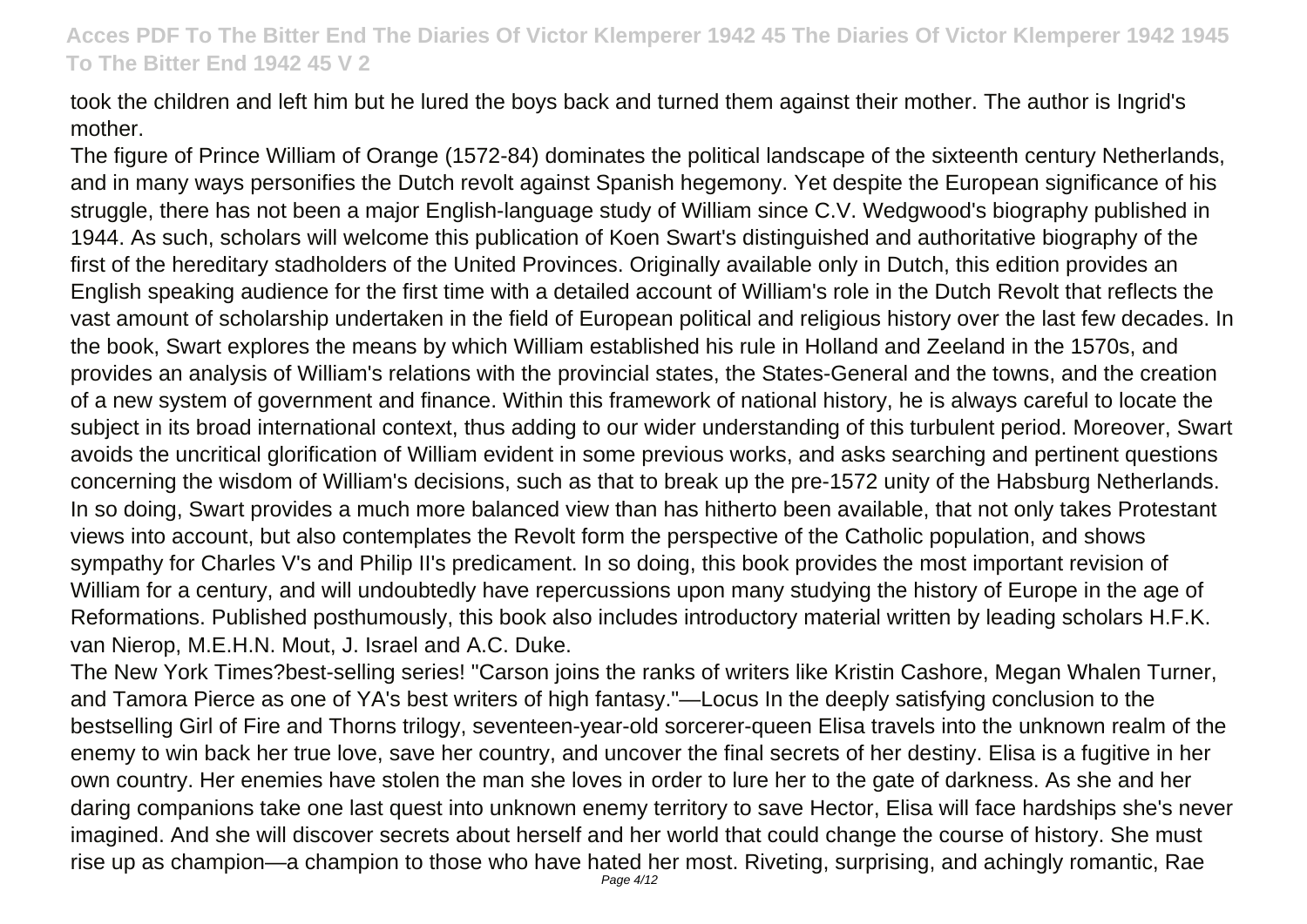took the children and left him but he lured the boys back and turned them against their mother. The author is Ingrid's mother.

The figure of Prince William of Orange (1572-84) dominates the political landscape of the sixteenth century Netherlands, and in many ways personifies the Dutch revolt against Spanish hegemony. Yet despite the European significance of his struggle, there has not been a major English-language study of William since C.V. Wedgwood's biography published in 1944. As such, scholars will welcome this publication of Koen Swart's distinguished and authoritative biography of the first of the hereditary stadholders of the United Provinces. Originally available only in Dutch, this edition provides an English speaking audience for the first time with a detailed account of William's role in the Dutch Revolt that reflects the vast amount of scholarship undertaken in the field of European political and religious history over the last few decades. In the book, Swart explores the means by which William established his rule in Holland and Zeeland in the 1570s, and provides an analysis of William's relations with the provincial states, the States-General and the towns, and the creation of a new system of government and finance. Within this framework of national history, he is always careful to locate the subject in its broad international context, thus adding to our wider understanding of this turbulent period. Moreover, Swart avoids the uncritical glorification of William evident in some previous works, and asks searching and pertinent questions concerning the wisdom of William's decisions, such as that to break up the pre-1572 unity of the Habsburg Netherlands. In so doing, Swart provides a much more balanced view than has hitherto been available, that not only takes Protestant views into account, but also contemplates the Revolt form the perspective of the Catholic population, and shows sympathy for Charles V's and Philip II's predicament. In so doing, this book provides the most important revision of William for a century, and will undoubtedly have repercussions upon many studying the history of Europe in the age of Reformations. Published posthumously, this book also includes introductory material written by leading scholars H.F.K. van Nierop, M.E.H.N. Mout, J. Israel and A.C. Duke.

The New York Times?best-selling series! "Carson joins the ranks of writers like Kristin Cashore, Megan Whalen Turner, and Tamora Pierce as one of YA's best writers of high fantasy."—Locus In the deeply satisfying conclusion to the bestselling Girl of Fire and Thorns trilogy, seventeen-year-old sorcerer-queen Elisa travels into the unknown realm of the enemy to win back her true love, save her country, and uncover the final secrets of her destiny. Elisa is a fugitive in her own country. Her enemies have stolen the man she loves in order to lure her to the gate of darkness. As she and her daring companions take one last quest into unknown enemy territory to save Hector, Elisa will face hardships she's never imagined. And she will discover secrets about herself and her world that could change the course of history. She must rise up as champion—a champion to those who have hated her most. Riveting, surprising, and achingly romantic, Rae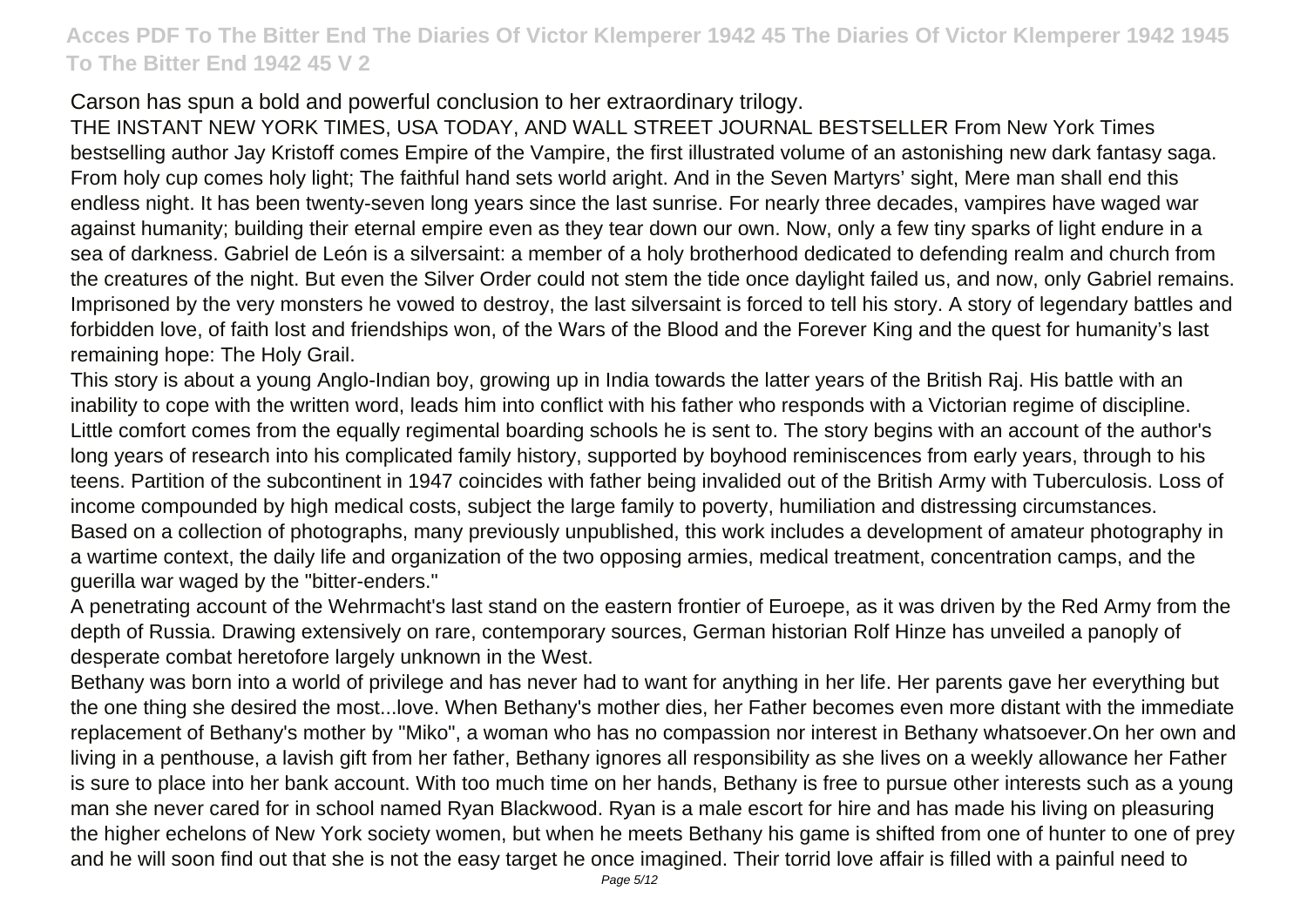Carson has spun a bold and powerful conclusion to her extraordinary trilogy.

THE INSTANT NEW YORK TIMES, USA TODAY, AND WALL STREET JOURNAL BESTSELLER From New York Times bestselling author Jay Kristoff comes Empire of the Vampire, the first illustrated volume of an astonishing new dark fantasy saga. From holy cup comes holy light; The faithful hand sets world aright. And in the Seven Martyrs' sight, Mere man shall end this endless night. It has been twenty-seven long years since the last sunrise. For nearly three decades, vampires have waged war against humanity; building their eternal empire even as they tear down our own. Now, only a few tiny sparks of light endure in a sea of darkness. Gabriel de León is a silversaint: a member of a holy brotherhood dedicated to defending realm and church from the creatures of the night. But even the Silver Order could not stem the tide once daylight failed us, and now, only Gabriel remains. Imprisoned by the very monsters he vowed to destroy, the last silversaint is forced to tell his story. A story of legendary battles and forbidden love, of faith lost and friendships won, of the Wars of the Blood and the Forever King and the quest for humanity's last remaining hope: The Holy Grail.

This story is about a young Anglo-Indian boy, growing up in India towards the latter years of the British Raj. His battle with an inability to cope with the written word, leads him into conflict with his father who responds with a Victorian regime of discipline. Little comfort comes from the equally regimental boarding schools he is sent to. The story begins with an account of the author's long years of research into his complicated family history, supported by boyhood reminiscences from early years, through to his teens. Partition of the subcontinent in 1947 coincides with father being invalided out of the British Army with Tuberculosis. Loss of income compounded by high medical costs, subject the large family to poverty, humiliation and distressing circumstances.

Based on a collection of photographs, many previously unpublished, this work includes a development of amateur photography in a wartime context, the daily life and organization of the two opposing armies, medical treatment, concentration camps, and the guerilla war waged by the "bitter-enders."

A penetrating account of the Wehrmacht's last stand on the eastern frontier of Euroepe, as it was driven by the Red Army from the depth of Russia. Drawing extensively on rare, contemporary sources, German historian Rolf Hinze has unveiled a panoply of desperate combat heretofore largely unknown in the West.

Bethany was born into a world of privilege and has never had to want for anything in her life. Her parents gave her everything but the one thing she desired the most...love. When Bethany's mother dies, her Father becomes even more distant with the immediate replacement of Bethany's mother by "Miko", a woman who has no compassion nor interest in Bethany whatsoever.On her own and living in a penthouse, a lavish gift from her father, Bethany ignores all responsibility as she lives on a weekly allowance her Father is sure to place into her bank account. With too much time on her hands, Bethany is free to pursue other interests such as a young man she never cared for in school named Ryan Blackwood. Ryan is a male escort for hire and has made his living on pleasuring the higher echelons of New York society women, but when he meets Bethany his game is shifted from one of hunter to one of prey and he will soon find out that she is not the easy target he once imagined. Their torrid love affair is filled with a painful need to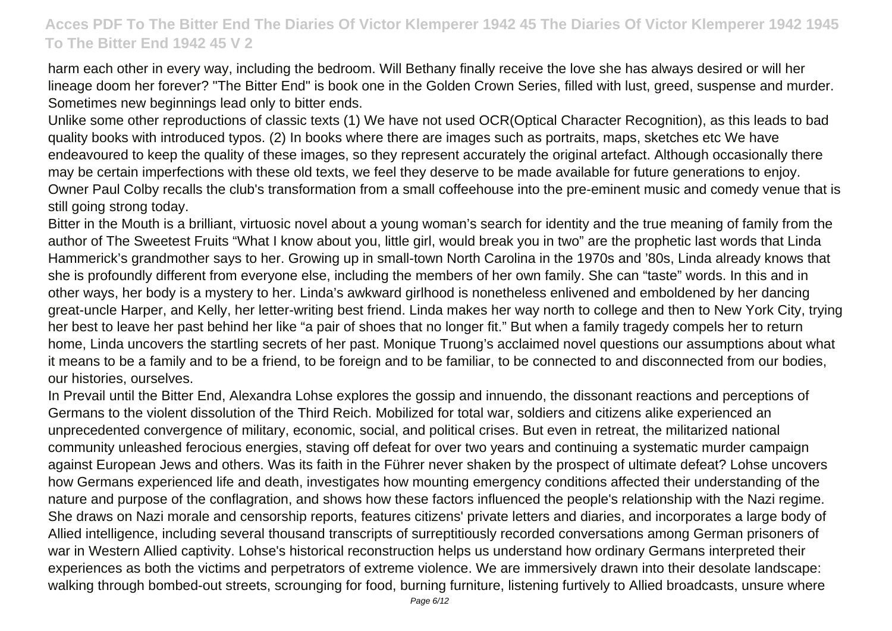harm each other in every way, including the bedroom. Will Bethany finally receive the love she has always desired or will her lineage doom her forever? "The Bitter End" is book one in the Golden Crown Series, filled with lust, greed, suspense and murder. Sometimes new beginnings lead only to bitter ends.

Unlike some other reproductions of classic texts (1) We have not used OCR(Optical Character Recognition), as this leads to bad quality books with introduced typos. (2) In books where there are images such as portraits, maps, sketches etc We have endeavoured to keep the quality of these images, so they represent accurately the original artefact. Although occasionally there may be certain imperfections with these old texts, we feel they deserve to be made available for future generations to enjoy.

Owner Paul Colby recalls the club's transformation from a small coffeehouse into the pre-eminent music and comedy venue that is still going strong today.

Bitter in the Mouth is a brilliant, virtuosic novel about a young woman's search for identity and the true meaning of family from the author of The Sweetest Fruits "What I know about you, little girl, would break you in two" are the prophetic last words that Linda Hammerick's grandmother says to her. Growing up in small-town North Carolina in the 1970s and '80s, Linda already knows that she is profoundly different from everyone else, including the members of her own family. She can "taste" words. In this and in other ways, her body is a mystery to her. Linda's awkward girlhood is nonetheless enlivened and emboldened by her dancing great-uncle Harper, and Kelly, her letter-writing best friend. Linda makes her way north to college and then to New York City, trying her best to leave her past behind her like "a pair of shoes that no longer fit." But when a family tragedy compels her to return home, Linda uncovers the startling secrets of her past. Monique Truong's acclaimed novel questions our assumptions about what it means to be a family and to be a friend, to be foreign and to be familiar, to be connected to and disconnected from our bodies, our histories, ourselves.

In Prevail until the Bitter End, Alexandra Lohse explores the gossip and innuendo, the dissonant reactions and perceptions of Germans to the violent dissolution of the Third Reich. Mobilized for total war, soldiers and citizens alike experienced an unprecedented convergence of military, economic, social, and political crises. But even in retreat, the militarized national community unleashed ferocious energies, staving off defeat for over two years and continuing a systematic murder campaign against European Jews and others. Was its faith in the Führer never shaken by the prospect of ultimate defeat? Lohse uncovers how Germans experienced life and death, investigates how mounting emergency conditions affected their understanding of the nature and purpose of the conflagration, and shows how these factors influenced the people's relationship with the Nazi regime. She draws on Nazi morale and censorship reports, features citizens' private letters and diaries, and incorporates a large body of Allied intelligence, including several thousand transcripts of surreptitiously recorded conversations among German prisoners of war in Western Allied captivity. Lohse's historical reconstruction helps us understand how ordinary Germans interpreted their experiences as both the victims and perpetrators of extreme violence. We are immersively drawn into their desolate landscape: walking through bombed-out streets, scrounging for food, burning furniture, listening furtively to Allied broadcasts, unsure where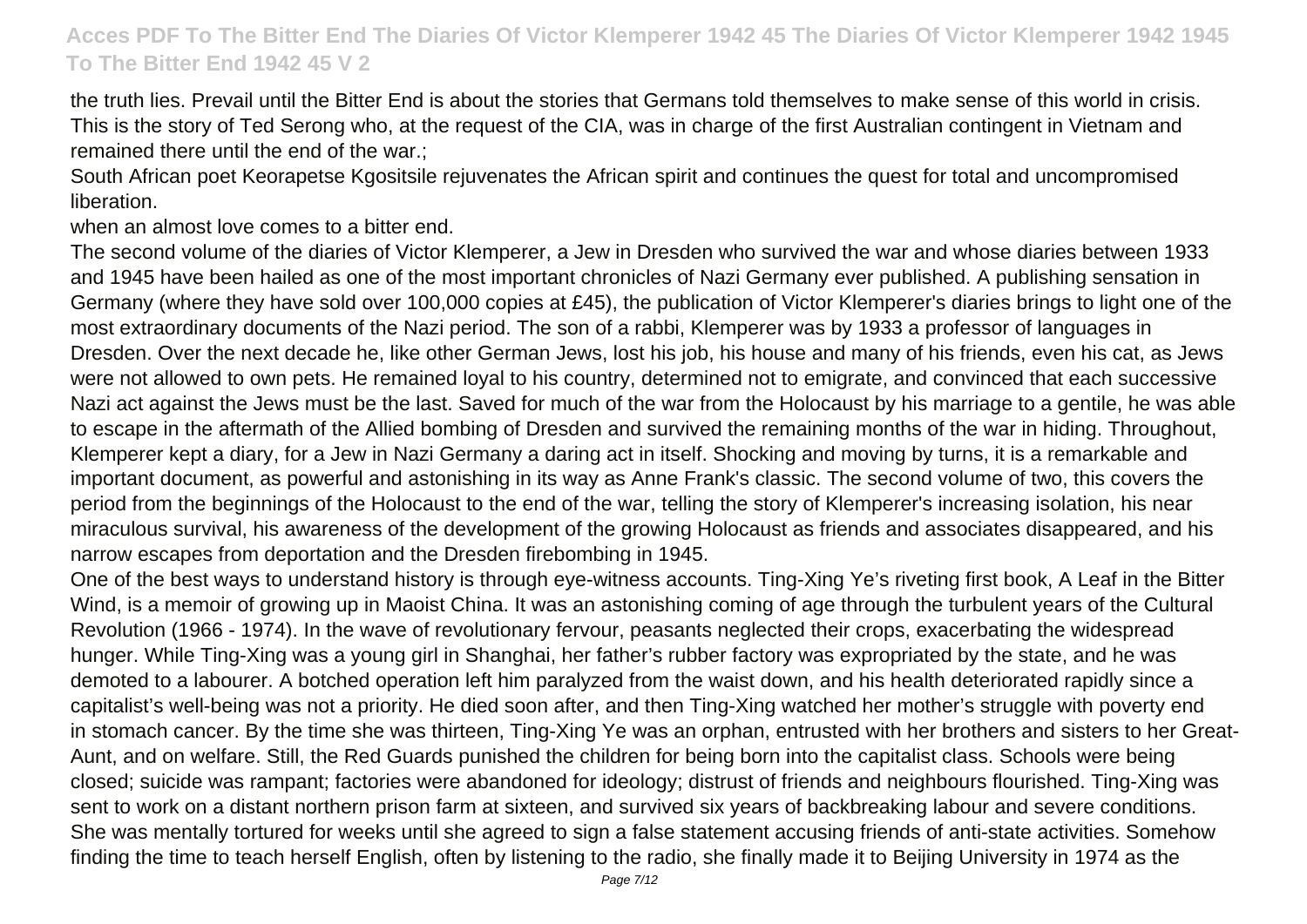the truth lies. Prevail until the Bitter End is about the stories that Germans told themselves to make sense of this world in crisis. This is the story of Ted Serong who, at the request of the CIA, was in charge of the first Australian contingent in Vietnam and remained there until the end of the war.;

South African poet Keorapetse Kgositsile rejuvenates the African spirit and continues the quest for total and uncompromised liberation.

when an almost love comes to a bitter end.

The second volume of the diaries of Victor Klemperer, a Jew in Dresden who survived the war and whose diaries between 1933 and 1945 have been hailed as one of the most important chronicles of Nazi Germany ever published. A publishing sensation in Germany (where they have sold over 100,000 copies at £45), the publication of Victor Klemperer's diaries brings to light one of the most extraordinary documents of the Nazi period. The son of a rabbi, Klemperer was by 1933 a professor of languages in Dresden. Over the next decade he, like other German Jews, lost his job, his house and many of his friends, even his cat, as Jews were not allowed to own pets. He remained loyal to his country, determined not to emigrate, and convinced that each successive Nazi act against the Jews must be the last. Saved for much of the war from the Holocaust by his marriage to a gentile, he was able to escape in the aftermath of the Allied bombing of Dresden and survived the remaining months of the war in hiding. Throughout, Klemperer kept a diary, for a Jew in Nazi Germany a daring act in itself. Shocking and moving by turns, it is a remarkable and important document, as powerful and astonishing in its way as Anne Frank's classic. The second volume of two, this covers the period from the beginnings of the Holocaust to the end of the war, telling the story of Klemperer's increasing isolation, his near miraculous survival, his awareness of the development of the growing Holocaust as friends and associates disappeared, and his narrow escapes from deportation and the Dresden firebombing in 1945.

One of the best ways to understand history is through eye-witness accounts. Ting-Xing Ye's riveting first book, A Leaf in the Bitter Wind, is a memoir of growing up in Maoist China. It was an astonishing coming of age through the turbulent years of the Cultural Revolution (1966 - 1974). In the wave of revolutionary fervour, peasants neglected their crops, exacerbating the widespread hunger. While Ting-Xing was a young girl in Shanghai, her father's rubber factory was expropriated by the state, and he was demoted to a labourer. A botched operation left him paralyzed from the waist down, and his health deteriorated rapidly since a capitalist's well-being was not a priority. He died soon after, and then Ting-Xing watched her mother's struggle with poverty end in stomach cancer. By the time she was thirteen, Ting-Xing Ye was an orphan, entrusted with her brothers and sisters to her Great-Aunt, and on welfare. Still, the Red Guards punished the children for being born into the capitalist class. Schools were being closed; suicide was rampant; factories were abandoned for ideology; distrust of friends and neighbours flourished. Ting-Xing was sent to work on a distant northern prison farm at sixteen, and survived six years of backbreaking labour and severe conditions. She was mentally tortured for weeks until she agreed to sign a false statement accusing friends of anti-state activities. Somehow finding the time to teach herself English, often by listening to the radio, she finally made it to Beijing University in 1974 as the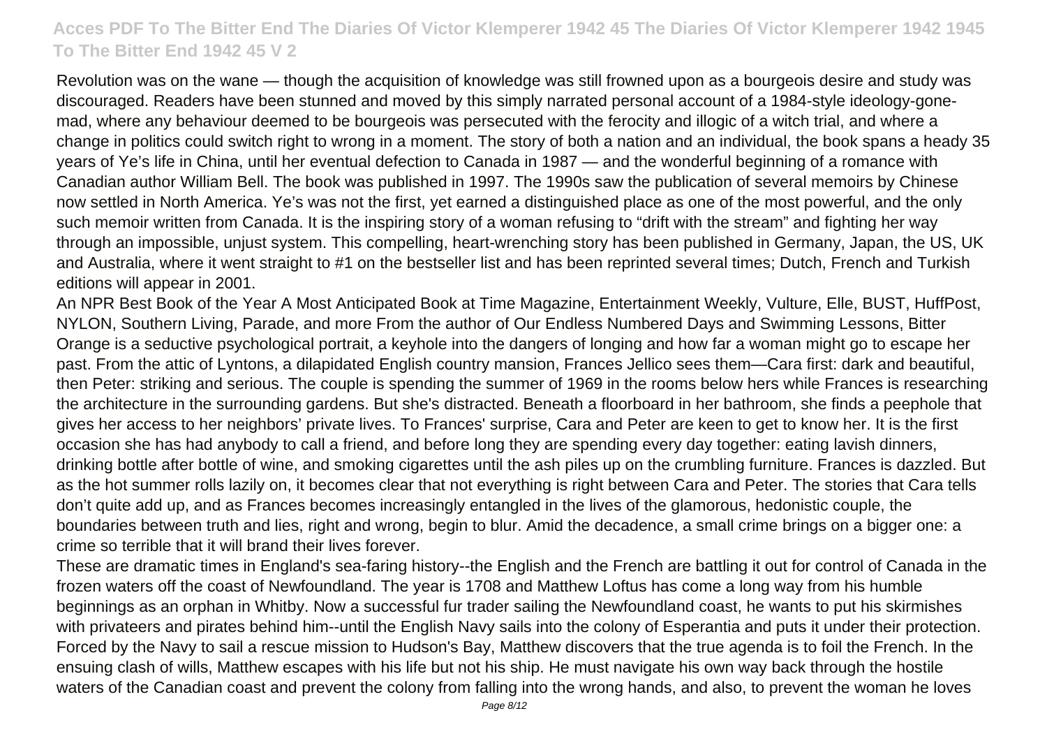Revolution was on the wane — though the acquisition of knowledge was still frowned upon as a bourgeois desire and study was discouraged. Readers have been stunned and moved by this simply narrated personal account of a 1984-style ideology-gone-mad, where any behaviour deemed to be bourgeois was persecuted with the ferocity and illogic of a witch trial, and where a change in politics could switch right to wrong in a moment. The story of both a nation and an individual, the book spans a heady 35 years of Ye's life in China, until her eventual defection to Canada in 1987 — and the wonderful beginning of a romance with Canadian author William Bell. The book was published in 1997. The 1990s saw the publication of several memoirs by Chinese now settled in North America. Ye's was not the first, yet earned a distinguished place as one of the most powerful, and the only such memoir written from Canada. It is the inspiring story of a woman refusing to "drift with the stream" and fighting her way through an impossible, unjust system. This compelling, heart-wrenching story has been published in Germany, Japan, the US, UK and Australia, where it went straight to #1 on the bestseller list and has been reprinted several times; Dutch, French and Turkish editions will appear in 2001.

An NPR Best Book of the Year A Most Anticipated Book at Time Magazine, Entertainment Weekly, Vulture, Elle, BUST, HuffPost, NYLON, Southern Living, Parade, and more From the author of Our Endless Numbered Days and Swimming Lessons, Bitter Orange is a seductive psychological portrait, a keyhole into the dangers of longing and how far a woman might go to escape her past. From the attic of Lyntons, a dilapidated English country mansion, Frances Jellico sees them—Cara first: dark and beautiful, then Peter: striking and serious. The couple is spending the summer of 1969 in the rooms below hers while Frances is researching the architecture in the surrounding gardens. But she's distracted. Beneath a floorboard in her bathroom, she finds a peephole that gives her access to her neighbors' private lives. To Frances' surprise, Cara and Peter are keen to get to know her. It is the first occasion she has had anybody to call a friend, and before long they are spending every day together: eating lavish dinners, drinking bottle after bottle of wine, and smoking cigarettes until the ash piles up on the crumbling furniture. Frances is dazzled. But as the hot summer rolls lazily on, it becomes clear that not everything is right between Cara and Peter. The stories that Cara tells don't quite add up, and as Frances becomes increasingly entangled in the lives of the glamorous, hedonistic couple, the boundaries between truth and lies, right and wrong, begin to blur. Amid the decadence, a small crime brings on a bigger one: a crime so terrible that it will brand their lives forever.

These are dramatic times in England's sea-faring history--the English and the French are battling it out for control of Canada in the frozen waters off the coast of Newfoundland. The year is 1708 and Matthew Loftus has come a long way from his humble beginnings as an orphan in Whitby. Now a successful fur trader sailing the Newfoundland coast, he wants to put his skirmishes with privateers and pirates behind him--until the English Navy sails into the colony of Esperantia and puts it under their protection. Forced by the Navy to sail a rescue mission to Hudson's Bay, Matthew discovers that the true agenda is to foil the French. In the ensuing clash of wills, Matthew escapes with his life but not his ship. He must navigate his own way back through the hostile waters of the Canadian coast and prevent the colony from falling into the wrong hands, and also, to prevent the woman he loves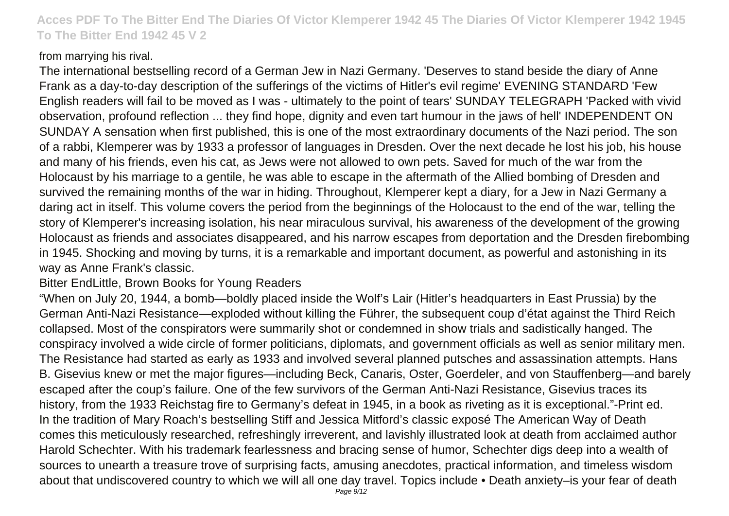from marrying his rival.

The international bestselling record of a German Jew in Nazi Germany. 'Deserves to stand beside the diary of Anne Frank as a day-to-day description of the sufferings of the victims of Hitler's evil regime' EVENING STANDARD 'Few English readers will fail to be moved as I was - ultimately to the point of tears' SUNDAY TELEGRAPH 'Packed with vivid observation, profound reflection ... they find hope, dignity and even tart humour in the jaws of hell' INDEPENDENT ON SUNDAY A sensation when first published, this is one of the most extraordinary documents of the Nazi period. The son of a rabbi, Klemperer was by 1933 a professor of languages in Dresden. Over the next decade he lost his job, his house and many of his friends, even his cat, as Jews were not allowed to own pets. Saved for much of the war from the Holocaust by his marriage to a gentile, he was able to escape in the aftermath of the Allied bombing of Dresden and survived the remaining months of the war in hiding. Throughout, Klemperer kept a diary, for a Jew in Nazi Germany a daring act in itself. This volume covers the period from the beginnings of the Holocaust to the end of the war, telling the story of Klemperer's increasing isolation, his near miraculous survival, his awareness of the development of the growing Holocaust as friends and associates disappeared, and his narrow escapes from deportation and the Dresden firebombing in 1945. Shocking and moving by turns, it is a remarkable and important document, as powerful and astonishing in its way as Anne Frank's classic.

Bitter EndLittle, Brown Books for Young Readers

"When on July 20, 1944, a bomb—boldly placed inside the Wolf's Lair (Hitler's headquarters in East Prussia) by the German Anti-Nazi Resistance—exploded without killing the Führer, the subsequent coup d'état against the Third Reich collapsed. Most of the conspirators were summarily shot or condemned in show trials and sadistically hanged. The conspiracy involved a wide circle of former politicians, diplomats, and government officials as well as senior military men. The Resistance had started as early as 1933 and involved several planned putsches and assassination attempts. Hans B. Gisevius knew or met the major figures—including Beck, Canaris, Oster, Goerdeler, and von Stauffenberg—and barely escaped after the coup's failure. One of the few survivors of the German Anti-Nazi Resistance, Gisevius traces its history, from the 1933 Reichstag fire to Germany's defeat in 1945, in a book as riveting as it is exceptional."-Print ed.

In the tradition of Mary Roach's bestselling Stiff and Jessica Mitford's classic exposé The American Way of Death comes this meticulously researched, refreshingly irreverent, and lavishly illustrated look at death from acclaimed author Harold Schechter. With his trademark fearlessness and bracing sense of humor, Schechter digs deep into a wealth of sources to unearth a treasure trove of surprising facts, amusing anecdotes, practical information, and timeless wisdom about that undiscovered country to which we will all one day travel. Topics include • Death anxiety–is your fear of death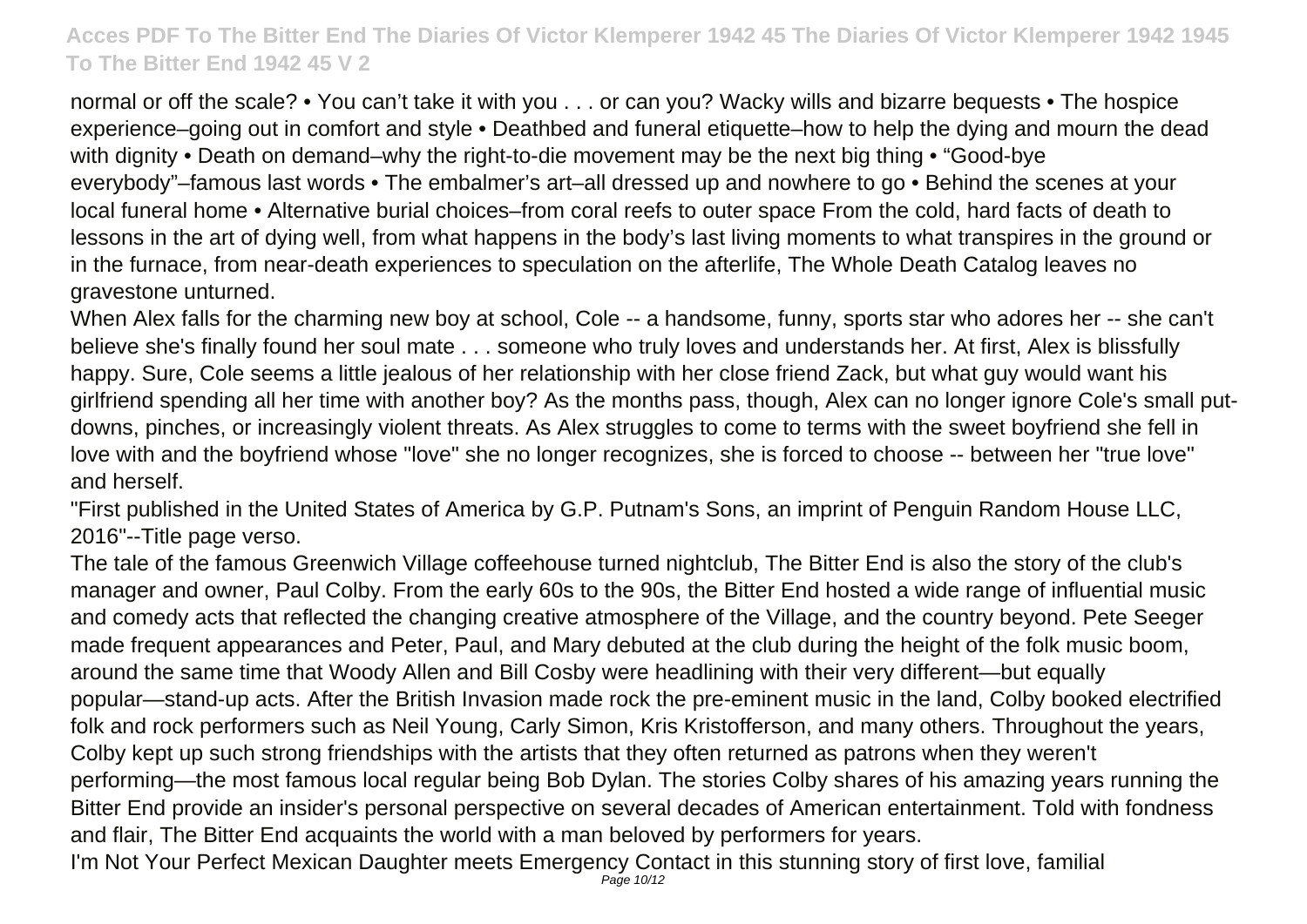normal or off the scale? • You can't take it with you . . . or can you? Wacky wills and bizarre bequests • The hospice experience–going out in comfort and style • Deathbed and funeral etiquette–how to help the dying and mourn the dead with dignity • Death on demand–why the right-to-die movement may be the next big thing • "Good-bye everybody"–famous last words • The embalmer's art–all dressed up and nowhere to go • Behind the scenes at your local funeral home • Alternative burial choices–from coral reefs to outer space From the cold, hard facts of death to lessons in the art of dying well, from what happens in the body's last living moments to what transpires in the ground or in the furnace, from near-death experiences to speculation on the afterlife, The Whole Death Catalog leaves no gravestone unturned.

When Alex falls for the charming new boy at school, Cole -- a handsome, funny, sports star who adores her -- she can't believe she's finally found her soul mate . . . someone who truly loves and understands her. At first, Alex is blissfully happy. Sure, Cole seems a little jealous of her relationship with her close friend Zack, but what guy would want his girlfriend spending all her time with another boy? As the months pass, though, Alex can no longer ignore Cole's small put-downs, pinches, or increasingly violent threats. As Alex struggles to come to terms with the sweet boyfriend she fell in love with and the boyfriend whose "love" she no longer recognizes, she is forced to choose -- between her "true love" and herself.

"First published in the United States of America by G.P. Putnam's Sons, an imprint of Penguin Random House LLC, 2016"--Title page verso.

The tale of the famous Greenwich Village coffeehouse turned nightclub, The Bitter End is also the story of the club's manager and owner, Paul Colby. From the early 60s to the 90s, the Bitter End hosted a wide range of influential music and comedy acts that reflected the changing creative atmosphere of the Village, and the country beyond. Pete Seeger made frequent appearances and Peter, Paul, and Mary debuted at the club during the height of the folk music boom, around the same time that Woody Allen and Bill Cosby were headlining with their very different—but equally popular—stand-up acts. After the British Invasion made rock the pre-eminent music in the land, Colby booked electrified folk and rock performers such as Neil Young, Carly Simon, Kris Kristofferson, and many others. Throughout the years, Colby kept up such strong friendships with the artists that they often returned as patrons when they weren't performing—the most famous local regular being Bob Dylan. The stories Colby shares of his amazing years running the Bitter End provide an insider's personal perspective on several decades of American entertainment. Told with fondness and flair, The Bitter End acquaints the world with a man beloved by performers for years.

I'm Not Your Perfect Mexican Daughter meets Emergency Contact in this stunning story of first love, familial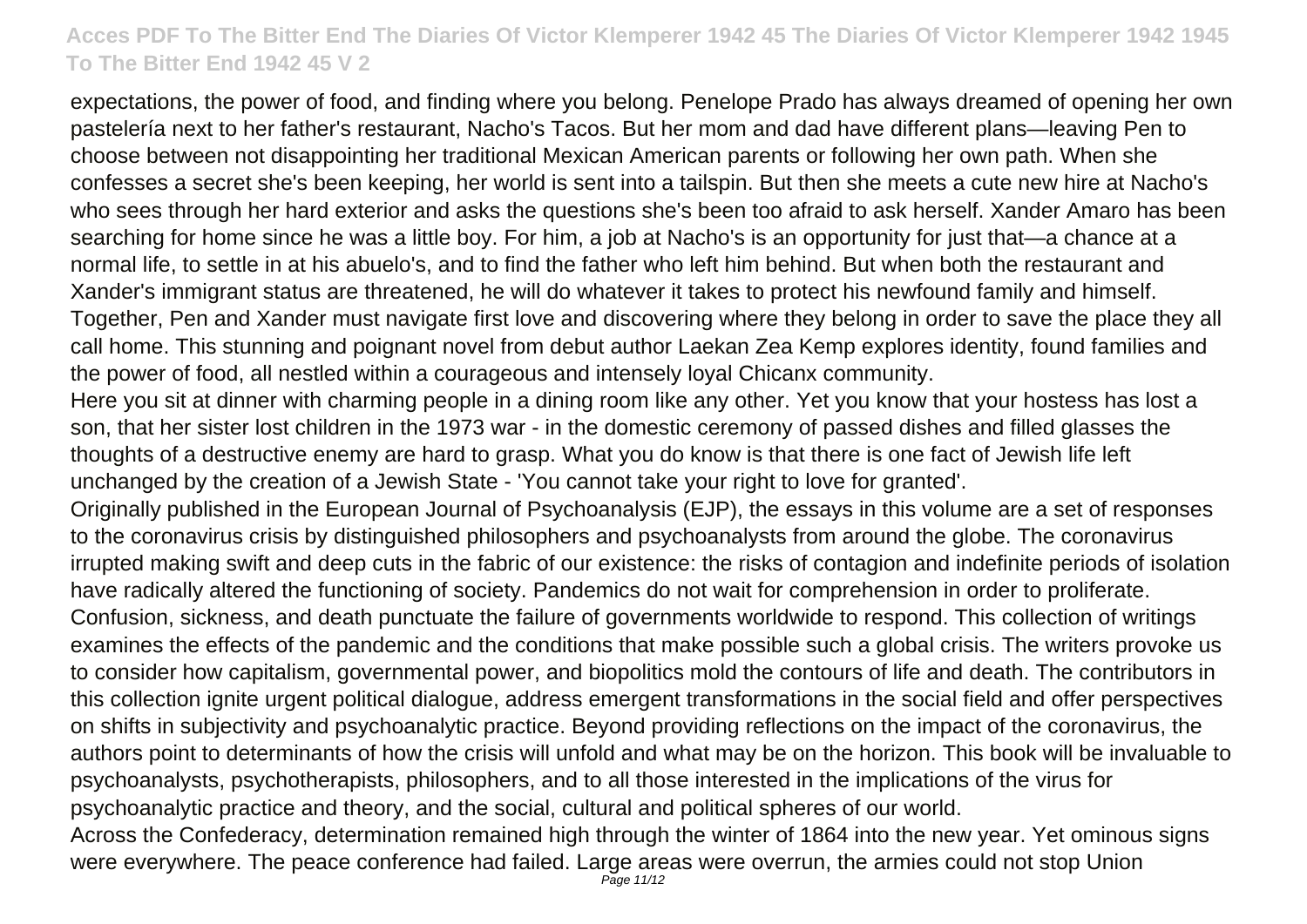expectations, the power of food, and finding where you belong. Penelope Prado has always dreamed of opening her own pastelería next to her father's restaurant, Nacho's Tacos. But her mom and dad have different plans—leaving Pen to choose between not disappointing her traditional Mexican American parents or following her own path. When she confesses a secret she's been keeping, her world is sent into a tailspin. But then she meets a cute new hire at Nacho's who sees through her hard exterior and asks the questions she's been too afraid to ask herself. Xander Amaro has been searching for home since he was a little boy. For him, a job at Nacho's is an opportunity for just that—a chance at a normal life, to settle in at his abuelo's, and to find the father who left him behind. But when both the restaurant and Xander's immigrant status are threatened, he will do whatever it takes to protect his newfound family and himself. Together, Pen and Xander must navigate first love and discovering where they belong in order to save the place they all call home. This stunning and poignant novel from debut author Laekan Zea Kemp explores identity, found families and the power of food, all nestled within a courageous and intensely loyal Chicanx community.

Here you sit at dinner with charming people in a dining room like any other. Yet you know that your hostess has lost a son, that her sister lost children in the 1973 war - in the domestic ceremony of passed dishes and filled glasses the thoughts of a destructive enemy are hard to grasp. What you do know is that there is one fact of Jewish life left unchanged by the creation of a Jewish State - 'You cannot take your right to love for granted'.

Originally published in the European Journal of Psychoanalysis (EJP), the essays in this volume are a set of responses to the coronavirus crisis by distinguished philosophers and psychoanalysts from around the globe. The coronavirus irrupted making swift and deep cuts in the fabric of our existence: the risks of contagion and indefinite periods of isolation have radically altered the functioning of society. Pandemics do not wait for comprehension in order to proliferate. Confusion, sickness, and death punctuate the failure of governments worldwide to respond. This collection of writings examines the effects of the pandemic and the conditions that make possible such a global crisis. The writers provoke us to consider how capitalism, governmental power, and biopolitics mold the contours of life and death. The contributors in this collection ignite urgent political dialogue, address emergent transformations in the social field and offer perspectives on shifts in subjectivity and psychoanalytic practice. Beyond providing reflections on the impact of the coronavirus, the authors point to determinants of how the crisis will unfold and what may be on the horizon. This book will be invaluable to psychoanalysts, psychotherapists, philosophers, and to all those interested in the implications of the virus for psychoanalytic practice and theory, and the social, cultural and political spheres of our world.

Across the Confederacy, determination remained high through the winter of 1864 into the new year. Yet ominous signs were everywhere. The peace conference had failed. Large areas were overrun, the armies could not stop Union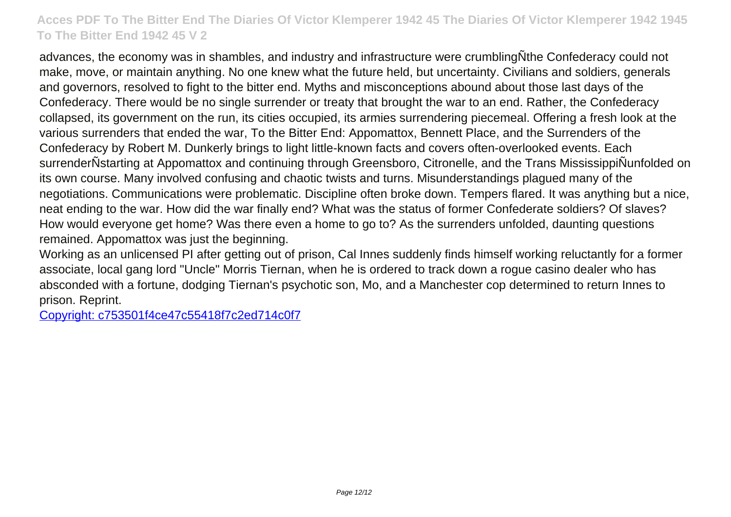advances, the economy was in shambles, and industry and infrastructure were crumblingÑthe Confederacy could not make, move, or maintain anything. No one knew what the future held, but uncertainty. Civilians and soldiers, generals and governors, resolved to fight to the bitter end. Myths and misconceptions abound about those last days of the Confederacy. There would be no single surrender or treaty that brought the war to an end. Rather, the Confederacy collapsed, its government on the run, its cities occupied, its armies surrendering piecemeal. Offering a fresh look at the various surrenders that ended the war, To the Bitter End: Appomattox, Bennett Place, and the Surrenders of the Confederacy by Robert M. Dunkerly brings to light little-known facts and covers often-overlooked events. Each surrenderÑstarting at Appomattox and continuing through Greensboro, Citronelle, and the Trans MississippiÑunfolded on its own course. Many involved confusing and chaotic twists and turns. Misunderstandings plagued many of the negotiations. Communications were problematic. Discipline often broke down. Tempers flared. It was anything but a nice, neat ending to the war. How did the war finally end? What was the status of former Confederate soldiers? Of slaves? How would everyone get home? Was there even a home to go to? As the surrenders unfolded, daunting questions remained. Appomattox was just the beginning.

Working as an unlicensed PI after getting out of prison, Cal Innes suddenly finds himself working reluctantly for a former associate, local gang lord "Uncle" Morris Tiernan, when he is ordered to track down a rogue casino dealer who has absconded with a fortune, dodging Tiernan's psychotic son, Mo, and a Manchester cop determined to return Innes to prison. Reprint.

Copyright: c753501f4ce47c55418f7c2ed714c0f7